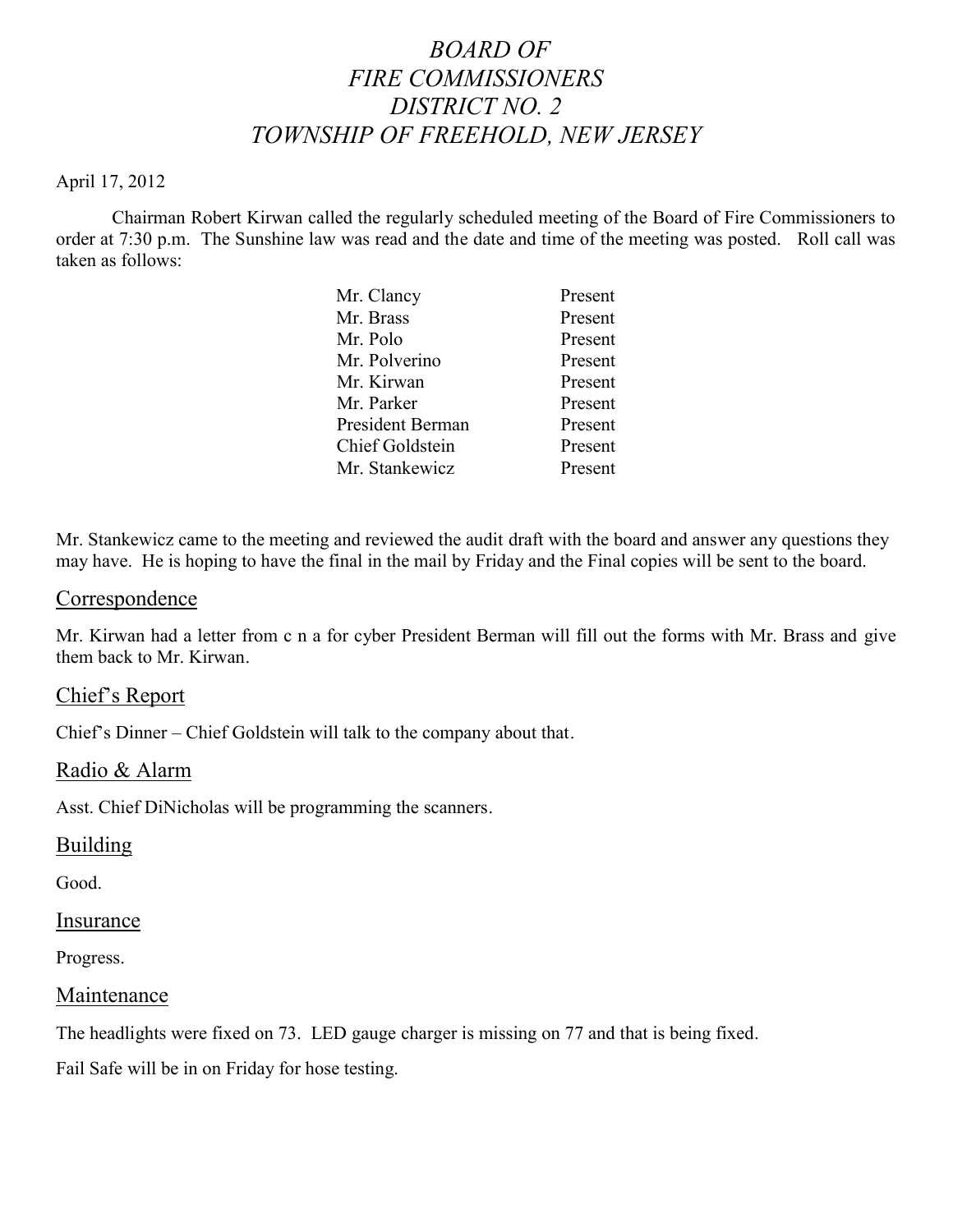# *BOARD OF FIRE COMMISSIONERS DISTRICT NO. 2 TOWNSHIP OF FREEHOLD, NEW JERSEY*

April 17, 2012

Chairman Robert Kirwan called the regularly scheduled meeting of the Board of Fire Commissioners to order at 7:30 p.m. The Sunshine law was read and the date and time of the meeting was posted. Roll call was taken as follows:

| | |
|---|---|
| Mr. Clancy | Present |
| Mr. Brass | Present |
| Mr. Polo | Present |
| Mr. Polverino | Present |
| Mr. Kirwan | Present |
| Mr. Parker | Present |
| President Berman | Present |
| Chief Goldstein | Present |
| Mr. Stankewicz | Present |

Mr. Stankewicz came to the meeting and reviewed the audit draft with the board and answer any questions they may have. He is hoping to have the final in the mail by Friday and the Final copies will be sent to the board.

## Correspondence

Mr. Kirwan had a letter from c n a for cyber President Berman will fill out the forms with Mr. Brass and give them back to Mr. Kirwan.

## Chief's Report

Chief's Dinner – Chief Goldstein will talk to the company about that.

## Radio & Alarm

Asst. Chief DiNicholas will be programming the scanners.

## Building

Good.

## Insurance

Progress.

## Maintenance

The headlights were fixed on 73. LED gauge charger is missing on 77 and that is being fixed.

Fail Safe will be in on Friday for hose testing.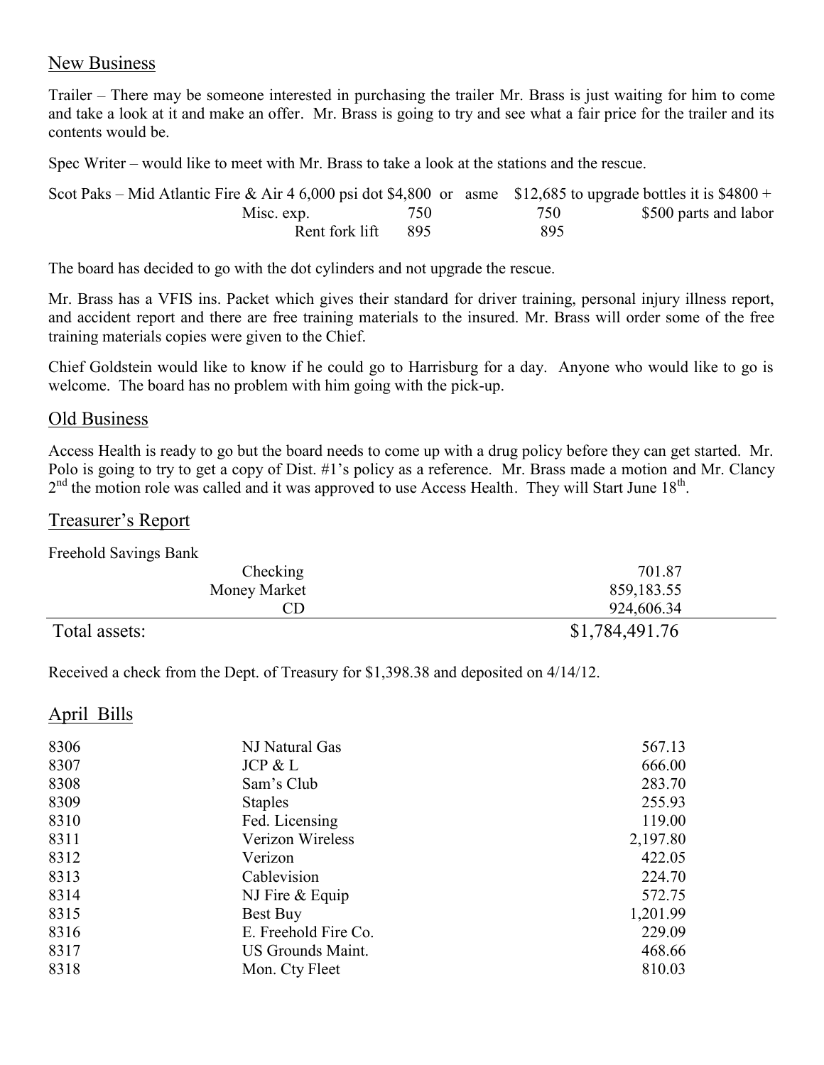## New Business

Trailer – There may be someone interested in purchasing the trailer Mr. Brass is just waiting for him to come and take a look at it and make an offer. Mr. Brass is going to try and see what a fair price for the trailer and its contents would be.

Spec Writer – would like to meet with Mr. Brass to take a look at the stations and the rescue.

| Scot Paks – Mid Atlantic Fire & Air 4 6,000 psi dot | $4,800 | or asme | $12,685 | to upgrade bottles it is $4800 + |
|---|---|---|---|---|
| Misc. exp. | 750 | | 750 | $500 parts and labor |
| Rent fork lift | 895 | | 895 | |

The board has decided to go with the dot cylinders and not upgrade the rescue.

Mr. Brass has a VFIS ins. Packet which gives their standard for driver training, personal injury illness report, and accident report and there are free training materials to the insured. Mr. Brass will order some of the free training materials copies were given to the Chief.

Chief Goldstein would like to know if he could go to Harrisburg for a day. Anyone who would like to go is welcome. The board has no problem with him going with the pick-up.

## Old Business

Access Health is ready to go but the board needs to come up with a drug policy before they can get started. Mr. Polo is going to try to get a copy of Dist. #1's policy as a reference. Mr. Brass made a motion and Mr. Clancy 2nd the motion role was called and it was approved to use Access Health. They will Start June 18th.

## Treasurer's Report

Freehold Savings Bank

| | |
|---|---|
| Checking | 701.87 |
| Money Market | 859,183.55 |
| CD | 924,606.34 |
| **Total assets:** | **$1,784,491.76** |

Received a check from the Dept. of Treasury for $1,398.38 and deposited on 4/14/12.

## April Bills

| | | |
|---|---|---|
| 8306 | NJ Natural Gas | 567.13 |
| 8307 | JCP & L | 666.00 |
| 8308 | Sam's Club | 283.70 |
| 8309 | Staples | 255.93 |
| 8310 | Fed. Licensing | 119.00 |
| 8311 | Verizon Wireless | 2,197.80 |
| 8312 | Verizon | 422.05 |
| 8313 | Cablevision | 224.70 |
| 8314 | NJ Fire & Equip | 572.75 |
| 8315 | Best Buy | 1,201.99 |
| 8316 | E. Freehold Fire Co. | 229.09 |
| 8317 | US Grounds Maint. | 468.66 |
| 8318 | Mon. Cty Fleet | 810.03 |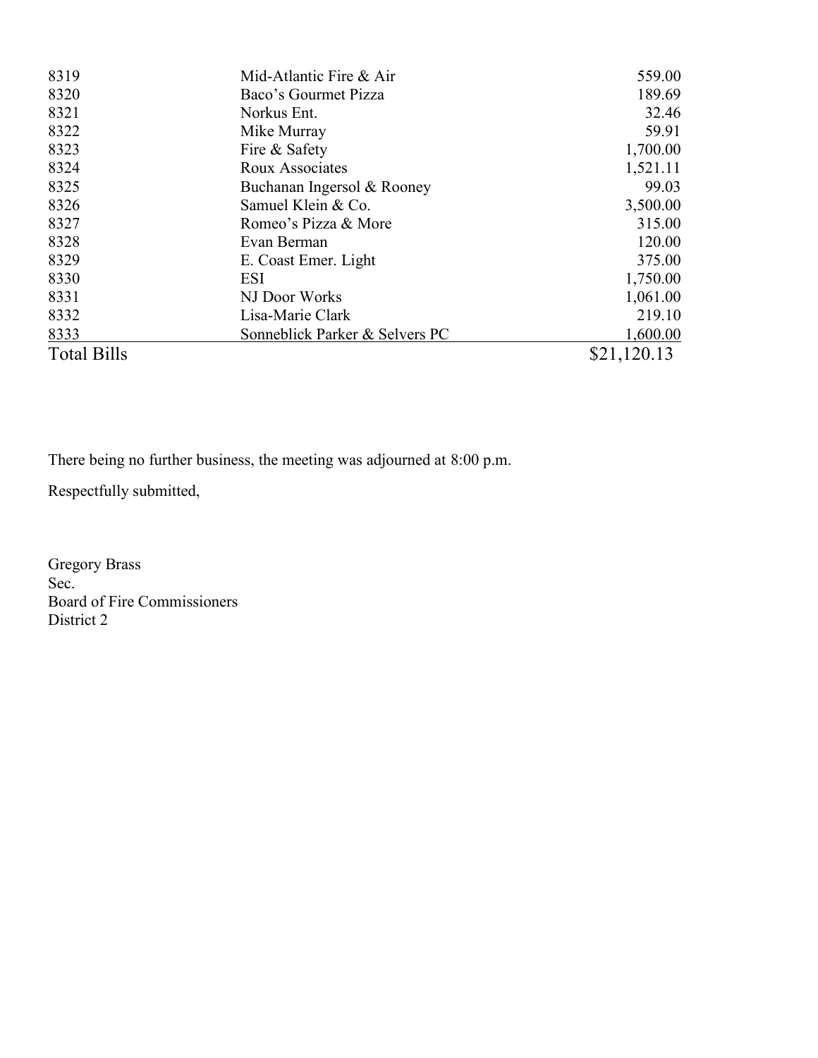| | | |
|---|---|---|
| 8319 | Mid-Atlantic Fire & Air | 559.00 |
| 8320 | Baco's Gourmet Pizza | 189.69 |
| 8321 | Norkus Ent. | 32.46 |
| 8322 | Mike Murray | 59.91 |
| 8323 | Fire & Safety | 1,700.00 |
| 8324 | Roux Associates | 1,521.11 |
| 8325 | Buchanan Ingersol & Rooney | 99.03 |
| 8326 | Samuel Klein & Co. | 3,500.00 |
| 8327 | Romeo's Pizza & More | 315.00 |
| 8328 | Evan Berman | 120.00 |
| 8329 | E. Coast Emer. Light | 375.00 |
| 8330 | ESI | 1,750.00 |
| 8331 | NJ Door Works | 1,061.00 |
| 8332 | Lisa-Marie Clark | 219.10 |
| 8333 | Sonneblick Parker & Selvers PC | 1,600.00 |
| Total Bills | | $21,120.13 |

There being no further business, the meeting was adjourned at 8:00 p.m.

Respectfully submitted,

Gregory Brass
Sec.
Board of Fire Commissioners
District 2